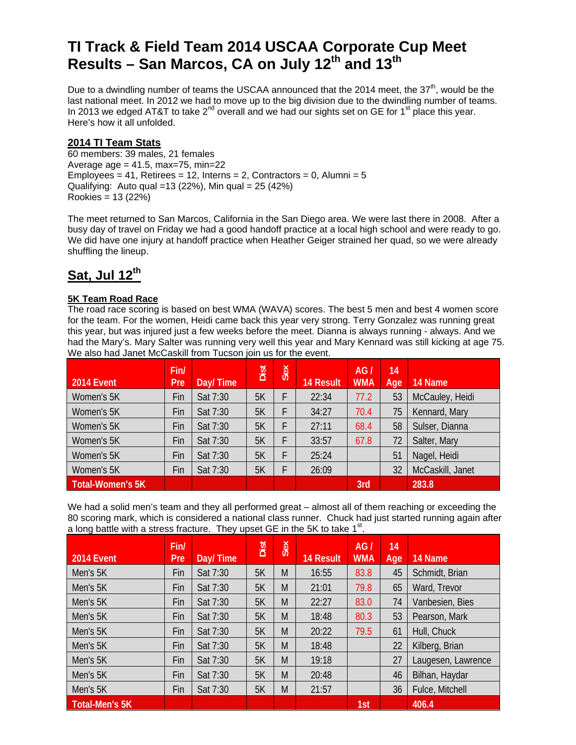# TI Track & Field Team 2014 USCAA Corporate Cup Meet Results – San Marcos, CA on July 12th and 13th

Due to a dwindling number of teams the USCAA announced that the 2014 meet, the 37th, would be the last national meet. In 2012 we had to move up to the big division due to the dwindling number of teams. In 2013 we edged AT&T to take 2nd overall and we had our sights set on GE for 1st place this year. Here's how it all unfolded.

**2014 TI Team Stats**

60 members: 39 males, 21 females
Average age = 41.5, max=75, min=22
Employees = 41, Retirees = 12, Interns = 2, Contractors = 0, Alumni = 5
Qualifying: Auto qual =13 (22%), Min qual = 25 (42%)
Rookies = 13 (22%)

The meet returned to San Marcos, California in the San Diego area. We were last there in 2008. After a busy day of travel on Friday we had a good handoff practice at a local high school and were ready to go. We did have one injury at handoff practice when Heather Geiger strained her quad, so we were already shuffling the lineup.

## Sat, Jul 12th

**5K Team Road Race**

The road race scoring is based on best WMA (WAVA) scores. The best 5 men and best 4 women score for the team. For the women, Heidi came back this year very strong. Terry Gonzalez was running great this year, but was injured just a few weeks before the meet. Dianna is always running - always. And we had the Mary's. Mary Salter was running very well this year and Mary Kennard was still kicking at age 75. We also had Janet McCaskill from Tucson join us for the event.

| 2014 Event | Fin/ Pre | Day/ Time | Dist | Sex | 14 Result | AG / WMA | 14 Age | 14 Name |
|---|---|---|---|---|---|---|---|---|
| Women's 5K | Fin | Sat 7:30 | 5K | F | 22:34 | 77.2 | 53 | McCauley, Heidi |
| Women's 5K | Fin | Sat 7:30 | 5K | F | 34:27 | 70.4 | 75 | Kennard, Mary |
| Women's 5K | Fin | Sat 7:30 | 5K | F | 27:11 | 68.4 | 58 | Sulser, Dianna |
| Women's 5K | Fin | Sat 7:30 | 5K | F | 33:57 | 67.8 | 72 | Salter, Mary |
| Women's 5K | Fin | Sat 7:30 | 5K | F | 25:24 | | 51 | Nagel, Heidi |
| Women's 5K | Fin | Sat 7:30 | 5K | F | 26:09 | | 32 | McCaskill, Janet |
| Total-Women's 5K | | | | | | 3rd | | 283.8 |

We had a solid men's team and they all performed great – almost all of them reaching or exceeding the 80 scoring mark, which is considered a national class runner. Chuck had just started running again after a long battle with a stress fracture. They upset GE in the 5K to take 1st.

| 2014 Event | Fin/ Pre | Day/ Time | Dist | Sex | 14 Result | AG / WMA | 14 Age | 14 Name |
|---|---|---|---|---|---|---|---|---|
| Men's 5K | Fin | Sat 7:30 | 5K | M | 16:55 | 83.8 | 45 | Schmidt, Brian |
| Men's 5K | Fin | Sat 7:30 | 5K | M | 21:01 | 79.8 | 65 | Ward, Trevor |
| Men's 5K | Fin | Sat 7:30 | 5K | M | 22:27 | 83.0 | 74 | Vanbesien, Bies |
| Men's 5K | Fin | Sat 7:30 | 5K | M | 18:48 | 80.3 | 53 | Pearson, Mark |
| Men's 5K | Fin | Sat 7:30 | 5K | M | 20:22 | 79.5 | 61 | Hull, Chuck |
| Men's 5K | Fin | Sat 7:30 | 5K | M | 18:48 | | 22 | Kilberg, Brian |
| Men's 5K | Fin | Sat 7:30 | 5K | M | 19:18 | | 27 | Laugesen, Lawrence |
| Men's 5K | Fin | Sat 7:30 | 5K | M | 20:48 | | 46 | Bilhan, Haydar |
| Men's 5K | Fin | Sat 7:30 | 5K | M | 21:57 | | 36 | Fulce, Mitchell |
| Total-Men's 5K | | | | | | 1st | | 406.4 |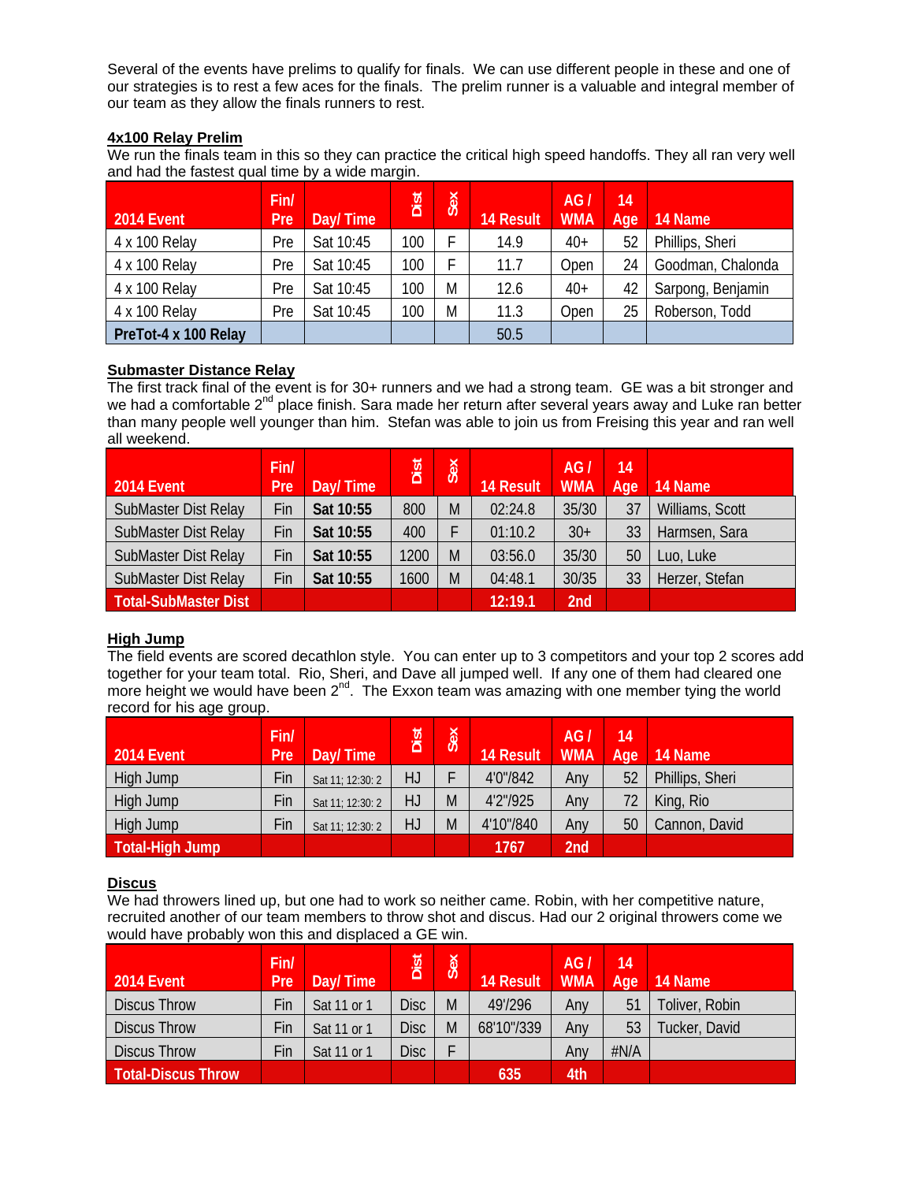Several of the events have prelims to qualify for finals. We can use different people in these and one of our strategies is to rest a few aces for the finals. The prelim runner is a valuable and integral member of our team as they allow the finals runners to rest.

**4x100 Relay Prelim**

We run the finals team in this so they can practice the critical high speed handoffs. They all ran very well and had the fastest qual time by a wide margin.

| 2014 Event | Fin/ Pre | Day/ Time | Dist | Sex | 14 Result | AG / WMA | 14 Age | 14 Name |
|---|---|---|---|---|---|---|---|---|
| 4 x 100 Relay | Pre | Sat 10:45 | 100 | F | 14.9 | 40+ | 52 | Phillips, Sheri |
| 4 x 100 Relay | Pre | Sat 10:45 | 100 | F | 11.7 | Open | 24 | Goodman, Chalonda |
| 4 x 100 Relay | Pre | Sat 10:45 | 100 | M | 12.6 | 40+ | 42 | Sarpong, Benjamin |
| 4 x 100 Relay | Pre | Sat 10:45 | 100 | M | 11.3 | Open | 25 | Roberson, Todd |
| **PreTot-4 x 100 Relay** | | | | | 50.5 | | | |

**Submaster Distance Relay**

The first track final of the event is for 30+ runners and we had a strong team. GE was a bit stronger and we had a comfortable 2nd place finish. Sara made her return after several years away and Luke ran better than many people well younger than him. Stefan was able to join us from Freising this year and ran well all weekend.

| 2014 Event | Fin/ Pre | Day/ Time | Dist | Sex | 14 Result | AG / WMA | 14 Age | 14 Name |
|---|---|---|---|---|---|---|---|---|
| SubMaster Dist Relay | Fin | **Sat 10:55** | 800 | M | 02:24.8 | 35/30 | 37 | Williams, Scott |
| SubMaster Dist Relay | Fin | **Sat 10:55** | 400 | F | 01:10.2 | 30+ | 33 | Harmsen, Sara |
| SubMaster Dist Relay | Fin | **Sat 10:55** | 1200 | M | 03:56.0 | 35/30 | 50 | Luo, Luke |
| SubMaster Dist Relay | Fin | **Sat 10:55** | 1600 | M | 04:48.1 | 30/35 | 33 | Herzer, Stefan |
| **Total-SubMaster Dist** | | | | | **12:19.1** | **2nd** | | |

**High Jump**

The field events are scored decathlon style. You can enter up to 3 competitors and your top 2 scores add together for your team total. Rio, Sheri, and Dave all jumped well. If any one of them had cleared one more height we would have been 2nd. The Exxon team was amazing with one member tying the world record for his age group.

| 2014 Event | Fin/ Pre | Day/ Time | Dist | Sex | 14 Result | AG / WMA | 14 Age | 14 Name |
|---|---|---|---|---|---|---|---|---|
| High Jump | Fin | Sat 11; 12:30: 2 | HJ | F | 4'0"/842 | Any | 52 | Phillips, Sheri |
| High Jump | Fin | Sat 11; 12:30: 2 | HJ | M | 4'2"/925 | Any | 72 | King, Rio |
| High Jump | Fin | Sat 11; 12:30: 2 | HJ | M | 4'10"/840 | Any | 50 | Cannon, David |
| **Total-High Jump** | | | | | **1767** | **2nd** | | |

**Discus**

We had throwers lined up, but one had to work so neither came. Robin, with her competitive nature, recruited another of our team members to throw shot and discus. Had our 2 original throwers come we would have probably won this and displaced a GE win.

| 2014 Event | Fin/ Pre | Day/ Time | Dist | Sex | 14 Result | AG / WMA | 14 Age | 14 Name |
|---|---|---|---|---|---|---|---|---|
| Discus Throw | Fin | Sat 11 or 1 | Disc | M | 49'/296 | Any | 51 | Toliver, Robin |
| Discus Throw | Fin | Sat 11 or 1 | Disc | M | 68'10"/339 | Any | 53 | Tucker, David |
| Discus Throw | Fin | Sat 11 or 1 | Disc | F | | Any | #N/A | |
| **Total-Discus Throw** | | | | | **635** | **4th** | | |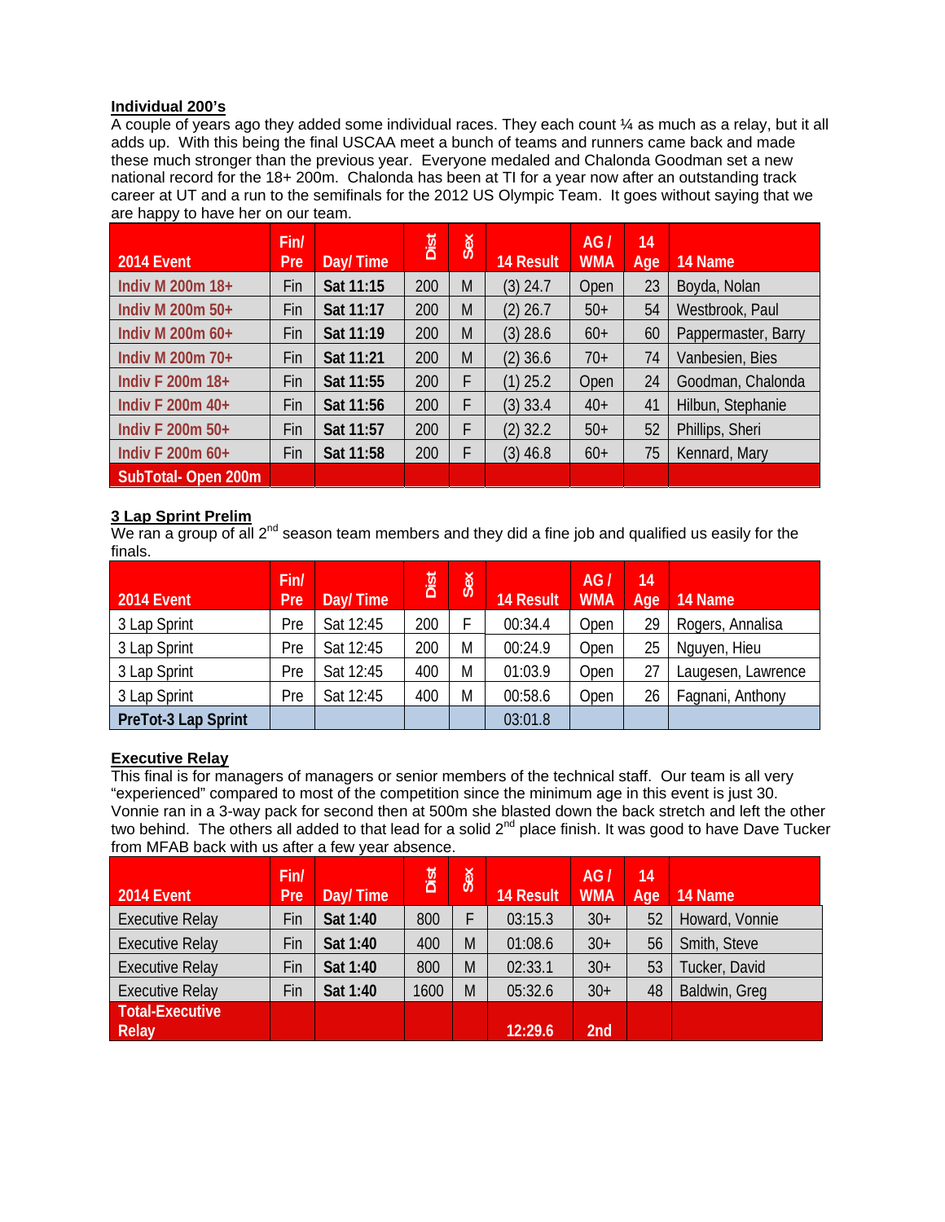**Individual 200's**

A couple of years ago they added some individual races. They each count ¼ as much as a relay, but it all adds up. With this being the final USCAA meet a bunch of teams and runners came back and made these much stronger than the previous year. Everyone medaled and Chalonda Goodman set a new national record for the 18+ 200m. Chalonda has been at TI for a year now after an outstanding track career at UT and a run to the semifinals for the 2012 US Olympic Team. It goes without saying that we are happy to have her on our team.

| 2014 Event | Fin/ Pre | Day/ Time | Dist | Sex | 14 Result | AG / WMA | 14 Age | 14 Name |
|---|---|---|---|---|---|---|---|---|
| Indiv M 200m 18+ | Fin | Sat 11:15 | 200 | M | (3) 24.7 | Open | 23 | Boyda, Nolan |
| Indiv M 200m 50+ | Fin | Sat 11:17 | 200 | M | (2) 26.7 | 50+ | 54 | Westbrook, Paul |
| Indiv M 200m 60+ | Fin | Sat 11:19 | 200 | M | (3) 28.6 | 60+ | 60 | Pappermaster, Barry |
| Indiv M 200m 70+ | Fin | Sat 11:21 | 200 | M | (2) 36.6 | 70+ | 74 | Vanbesien, Bies |
| Indiv F 200m 18+ | Fin | Sat 11:55 | 200 | F | (1) 25.2 | Open | 24 | Goodman, Chalonda |
| Indiv F 200m 40+ | Fin | Sat 11:56 | 200 | F | (3) 33.4 | 40+ | 41 | Hilbun, Stephanie |
| Indiv F 200m 50+ | Fin | Sat 11:57 | 200 | F | (2) 32.2 | 50+ | 52 | Phillips, Sheri |
| Indiv F 200m 60+ | Fin | Sat 11:58 | 200 | F | (3) 46.8 | 60+ | 75 | Kennard, Mary |
| SubTotal- Open 200m | | | | | | | | |

**3 Lap Sprint Prelim**

We ran a group of all 2nd season team members and they did a fine job and qualified us easily for the finals.

| 2014 Event | Fin/ Pre | Day/ Time | Dist | Sex | 14 Result | AG / WMA | 14 Age | 14 Name |
|---|---|---|---|---|---|---|---|---|
| 3 Lap Sprint | Pre | Sat 12:45 | 200 | F | 00:34.4 | Open | 29 | Rogers, Annalisa |
| 3 Lap Sprint | Pre | Sat 12:45 | 200 | M | 00:24.9 | Open | 25 | Nguyen, Hieu |
| 3 Lap Sprint | Pre | Sat 12:45 | 400 | M | 01:03.9 | Open | 27 | Laugesen, Lawrence |
| 3 Lap Sprint | Pre | Sat 12:45 | 400 | M | 00:58.6 | Open | 26 | Fagnani, Anthony |
| PreTot-3 Lap Sprint | | | | | 03:01.8 | | | |

**Executive Relay**

This final is for managers of managers or senior members of the technical staff. Our team is all very "experienced" compared to most of the competition since the minimum age in this event is just 30. Vonnie ran in a 3-way pack for second then at 500m she blasted down the back stretch and left the other two behind. The others all added to that lead for a solid 2nd place finish. It was good to have Dave Tucker from MFAB back with us after a few year absence.

| 2014 Event | Fin/ Pre | Day/ Time | Dist | Sex | 14 Result | AG / WMA | 14 Age | 14 Name |
|---|---|---|---|---|---|---|---|---|
| Executive Relay | Fin | Sat 1:40 | 800 | F | 03:15.3 | 30+ | 52 | Howard, Vonnie |
| Executive Relay | Fin | Sat 1:40 | 400 | M | 01:08.6 | 30+ | 56 | Smith, Steve |
| Executive Relay | Fin | Sat 1:40 | 800 | M | 02:33.1 | 30+ | 53 | Tucker, David |
| Executive Relay | Fin | Sat 1:40 | 1600 | M | 05:32.6 | 30+ | 48 | Baldwin, Greg |
| Total-Executive Relay | | | | | 12:29.6 | 2nd | | |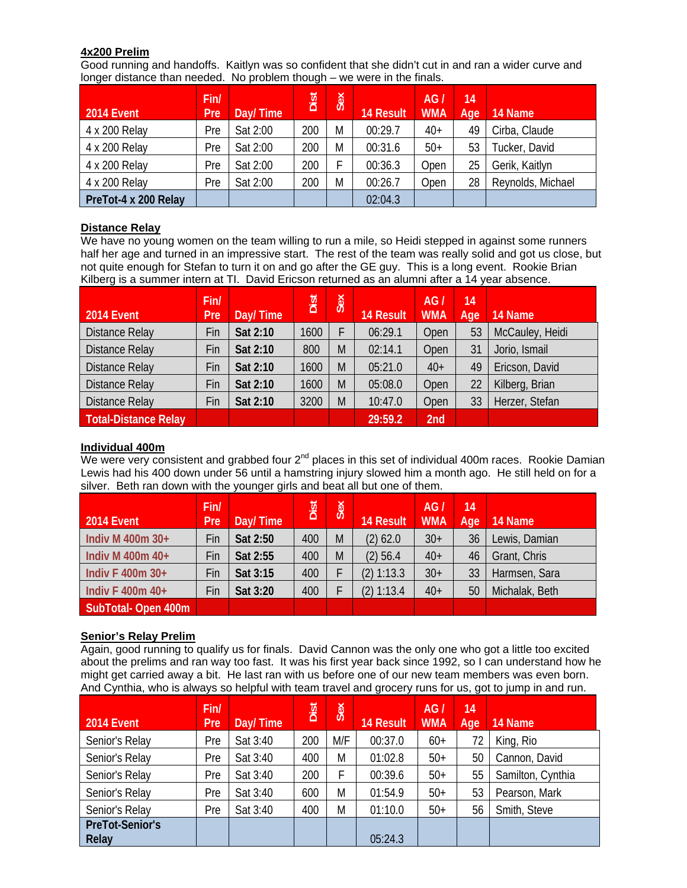**4x200 Prelim**

Good running and handoffs. Kaitlyn was so confident that she didn't cut in and ran a wider curve and longer distance than needed. No problem though – we were in the finals.

| 2014 Event | Fin/ Pre | Day/ Time | Dist | Sex | 14 Result | AG / WMA | 14 Age | 14 Name |
|---|---|---|---|---|---|---|---|---|
| 4 x 200 Relay | Pre | Sat 2:00 | 200 | M | 00:29.7 | 40+ | 49 | Cirba, Claude |
| 4 x 200 Relay | Pre | Sat 2:00 | 200 | M | 00:31.6 | 50+ | 53 | Tucker, David |
| 4 x 200 Relay | Pre | Sat 2:00 | 200 | F | 00:36.3 | Open | 25 | Gerik, Kaitlyn |
| 4 x 200 Relay | Pre | Sat 2:00 | 200 | M | 00:26.7 | Open | 28 | Reynolds, Michael |
| **PreTot-4 x 200 Relay** | | | | | 02:04.3 | | | |

**Distance Relay**

We have no young women on the team willing to run a mile, so Heidi stepped in against some runners half her age and turned in an impressive start. The rest of the team was really solid and got us close, but not quite enough for Stefan to turn it on and go after the GE guy. This is a long event. Rookie Brian Kilberg is a summer intern at TI. David Ericson returned as an alumni after a 14 year absence.

| 2014 Event | Fin/ Pre | Day/ Time | Dist | Sex | 14 Result | AG / WMA | 14 Age | 14 Name |
|---|---|---|---|---|---|---|---|---|
| Distance Relay | Fin | **Sat 2:10** | 1600 | F | 06:29.1 | Open | 53 | McCauley, Heidi |
| Distance Relay | Fin | **Sat 2:10** | 800 | M | 02:14.1 | Open | 31 | Jorio, Ismail |
| Distance Relay | Fin | **Sat 2:10** | 1600 | M | 05:21.0 | 40+ | 49 | Ericson, David |
| Distance Relay | Fin | **Sat 2:10** | 1600 | M | 05:08.0 | Open | 22 | Kilberg, Brian |
| Distance Relay | Fin | **Sat 2:10** | 3200 | M | 10:47.0 | Open | 33 | Herzer, Stefan |
| **Total-Distance Relay** | | | | | **29:59.2** | **2nd** | | |

**Individual 400m**

We were very consistent and grabbed four 2nd places in this set of individual 400m races. Rookie Damian Lewis had his 400 down under 56 until a hamstring injury slowed him a month ago. He still held on for a silver. Beth ran down with the younger girls and beat all but one of them.

| 2014 Event | Fin/ Pre | Day/ Time | Dist | Sex | 14 Result | AG / WMA | 14 Age | 14 Name |
|---|---|---|---|---|---|---|---|---|
| **Indiv M 400m 30+** | Fin | **Sat 2:50** | 400 | M | (2) 62.0 | 30+ | 36 | Lewis, Damian |
| **Indiv M 400m 40+** | Fin | **Sat 2:55** | 400 | M | (2) 56.4 | 40+ | 46 | Grant, Chris |
| **Indiv F 400m 30+** | Fin | **Sat 3:15** | 400 | F | (2) 1:13.3 | 30+ | 33 | Harmsen, Sara |
| **Indiv F 400m 40+** | Fin | **Sat 3:20** | 400 | F | (2) 1:13.4 | 40+ | 50 | Michalak, Beth |
| **SubTotal- Open 400m** | | | | | | | | |

**Senior's Relay Prelim**

Again, good running to qualify us for finals. David Cannon was the only one who got a little too excited about the prelims and ran way too fast. It was his first year back since 1992, so I can understand how he might get carried away a bit. He last ran with us before one of our new team members was even born. And Cynthia, who is always so helpful with team travel and grocery runs for us, got to jump in and run.

| 2014 Event | Fin/ Pre | Day/ Time | Dist | Sex | 14 Result | AG / WMA | 14 Age | 14 Name |
|---|---|---|---|---|---|---|---|---|
| Senior's Relay | Pre | Sat 3:40 | 200 | M/F | 00:37.0 | 60+ | 72 | King, Rio |
| Senior's Relay | Pre | Sat 3:40 | 400 | M | 01:02.8 | 50+ | 50 | Cannon, David |
| Senior's Relay | Pre | Sat 3:40 | 200 | F | 00:39.6 | 50+ | 55 | Samilton, Cynthia |
| Senior's Relay | Pre | Sat 3:40 | 600 | M | 01:54.9 | 50+ | 53 | Pearson, Mark |
| Senior's Relay | Pre | Sat 3:40 | 400 | M | 01:10.0 | 50+ | 56 | Smith, Steve |
| **PreTot-Senior's Relay** | | | | | 05:24.3 | | | |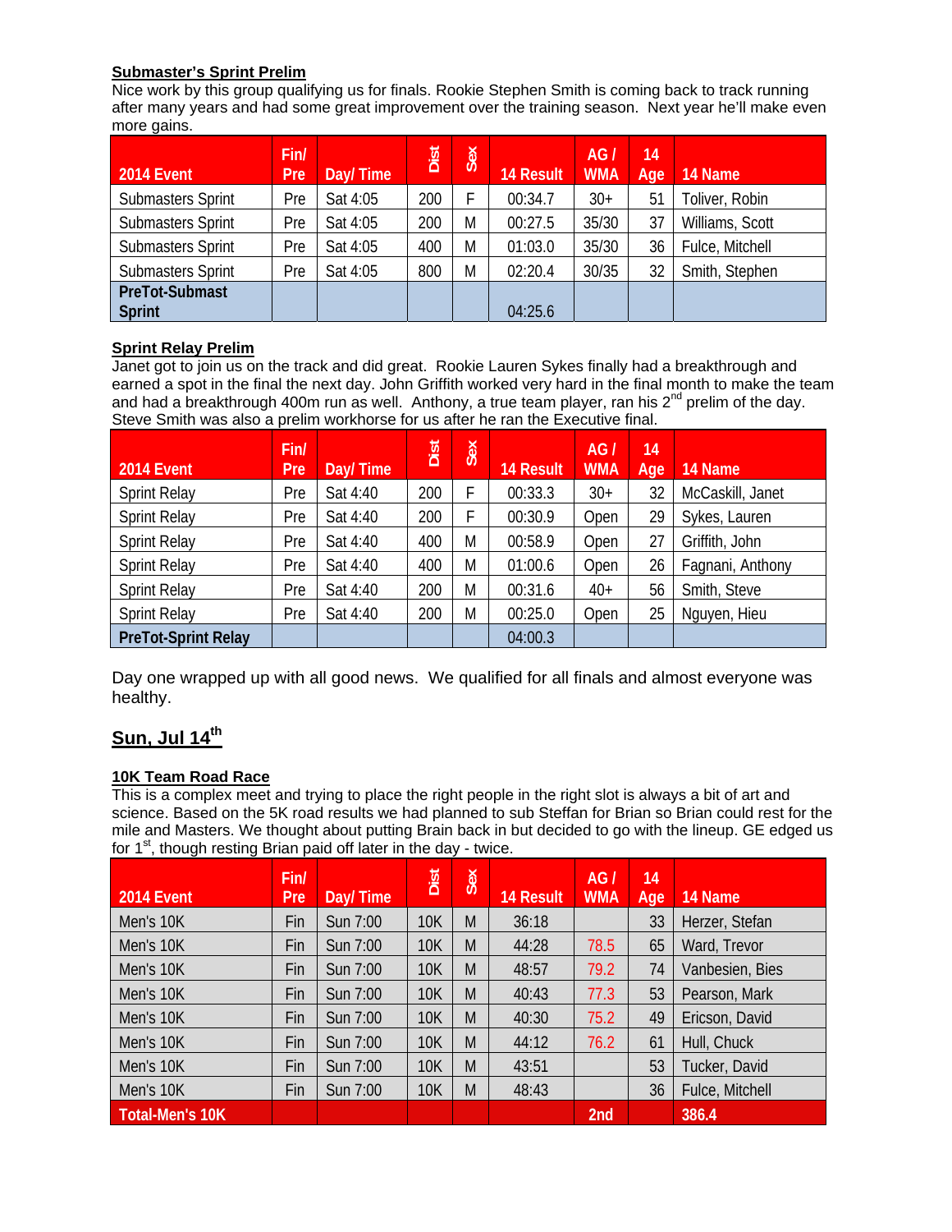**Submaster's Sprint Prelim**

Nice work by this group qualifying us for finals. Rookie Stephen Smith is coming back to track running after many years and had some great improvement over the training season. Next year he'll make even more gains.

| 2014 Event | Fin/ Pre | Day/ Time | Dist | Sex | 14 Result | AG / WMA | 14 Age | 14 Name |
|---|---|---|---|---|---|---|---|---|
| Submasters Sprint | Pre | Sat 4:05 | 200 | F | 00:34.7 | 30+ | 51 | Toliver, Robin |
| Submasters Sprint | Pre | Sat 4:05 | 200 | M | 00:27.5 | 35/30 | 37 | Williams, Scott |
| Submasters Sprint | Pre | Sat 4:05 | 400 | M | 01:03.0 | 35/30 | 36 | Fulce, Mitchell |
| Submasters Sprint | Pre | Sat 4:05 | 800 | M | 02:20.4 | 30/35 | 32 | Smith, Stephen |
| **PreTot-Submast Sprint** | | | | | 04:25.6 | | | |

**Sprint Relay Prelim**

Janet got to join us on the track and did great. Rookie Lauren Sykes finally had a breakthrough and earned a spot in the final the next day. John Griffith worked very hard in the final month to make the team and had a breakthrough 400m run as well. Anthony, a true team player, ran his 2nd prelim of the day. Steve Smith was also a prelim workhorse for us after he ran the Executive final.

| 2014 Event | Fin/ Pre | Day/ Time | Dist | Sex | 14 Result | AG / WMA | 14 Age | 14 Name |
|---|---|---|---|---|---|---|---|---|
| Sprint Relay | Pre | Sat 4:40 | 200 | F | 00:33.3 | 30+ | 32 | McCaskill, Janet |
| Sprint Relay | Pre | Sat 4:40 | 200 | F | 00:30.9 | Open | 29 | Sykes, Lauren |
| Sprint Relay | Pre | Sat 4:40 | 400 | M | 00:58.9 | Open | 27 | Griffith, John |
| Sprint Relay | Pre | Sat 4:40 | 400 | M | 01:00.6 | Open | 26 | Fagnani, Anthony |
| Sprint Relay | Pre | Sat 4:40 | 200 | M | 00:31.6 | 40+ | 56 | Smith, Steve |
| Sprint Relay | Pre | Sat 4:40 | 200 | M | 00:25.0 | Open | 25 | Nguyen, Hieu |
| **PreTot-Sprint Relay** | | | | | 04:00.3 | | | |

Day one wrapped up with all good news. We qualified for all finals and almost everyone was healthy.

## Sun, Jul 14th

**10K Team Road Race**

This is a complex meet and trying to place the right people in the right slot is always a bit of art and science. Based on the 5K road results we had planned to sub Steffan for Brian so Brian could rest for the mile and Masters. We thought about putting Brain back in but decided to go with the lineup. GE edged us for 1st, though resting Brian paid off later in the day - twice.

| 2014 Event | Fin/ Pre | Day/ Time | Dist | Sex | 14 Result | AG / WMA | 14 Age | 14 Name |
|---|---|---|---|---|---|---|---|---|
| Men's 10K | Fin | Sun 7:00 | 10K | M | 36:18 | | 33 | Herzer, Stefan |
| Men's 10K | Fin | Sun 7:00 | 10K | M | 44:28 | 78.5 | 65 | Ward, Trevor |
| Men's 10K | Fin | Sun 7:00 | 10K | M | 48:57 | 79.2 | 74 | Vanbesien, Bies |
| Men's 10K | Fin | Sun 7:00 | 10K | M | 40:43 | 77.3 | 53 | Pearson, Mark |
| Men's 10K | Fin | Sun 7:00 | 10K | M | 40:30 | 75.2 | 49 | Ericson, David |
| Men's 10K | Fin | Sun 7:00 | 10K | M | 44:12 | 76.2 | 61 | Hull, Chuck |
| Men's 10K | Fin | Sun 7:00 | 10K | M | 43:51 | | 53 | Tucker, David |
| Men's 10K | Fin | Sun 7:00 | 10K | M | 48:43 | | 36 | Fulce, Mitchell |
| **Total-Men's 10K** | | | | | | **2nd** | | **386.4** |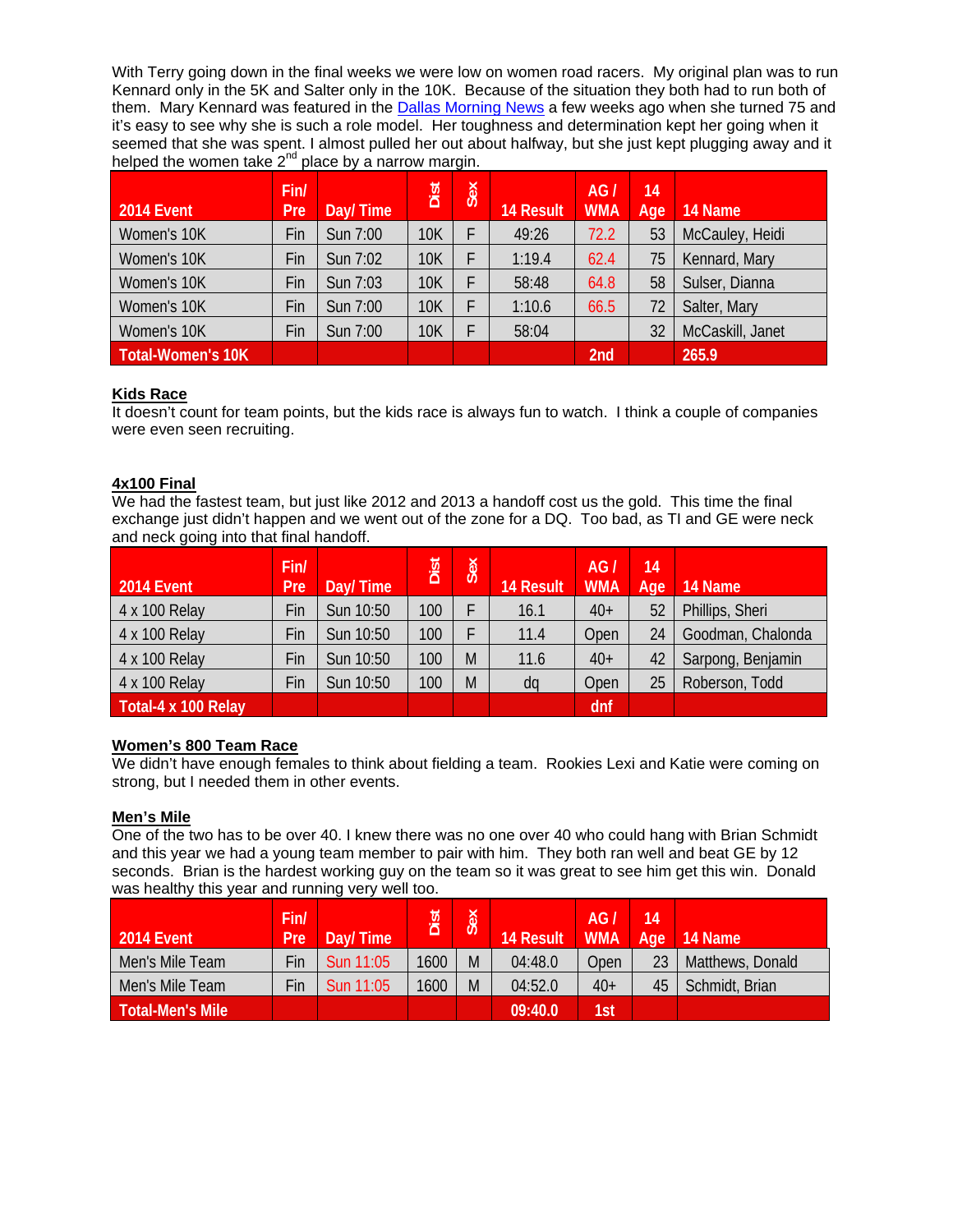With Terry going down in the final weeks we were low on women road racers. My original plan was to run Kennard only in the 5K and Salter only in the 10K. Because of the situation they both had to run both of them. Mary Kennard was featured in the Dallas Morning News a few weeks ago when she turned 75 and it's easy to see why she is such a role model. Her toughness and determination kept her going when it seemed that she was spent. I almost pulled her out about halfway, but she just kept plugging away and it helped the women take 2nd place by a narrow margin.

| 2014 Event | Fin/ Pre | Day/ Time | Dist | Sex | 14 Result | AG / WMA | 14 Age | 14 Name |
|---|---|---|---|---|---|---|---|---|
| Women's 10K | Fin | Sun 7:00 | 10K | F | 49:26 | 72.2 | 53 | McCauley, Heidi |
| Women's 10K | Fin | Sun 7:02 | 10K | F | 1:19.4 | 62.4 | 75 | Kennard, Mary |
| Women's 10K | Fin | Sun 7:03 | 10K | F | 58:48 | 64.8 | 58 | Sulser, Dianna |
| Women's 10K | Fin | Sun 7:00 | 10K | F | 1:10.6 | 66.5 | 72 | Salter, Mary |
| Women's 10K | Fin | Sun 7:00 | 10K | F | 58:04 | | 32 | McCaskill, Janet |
| Total-Women's 10K | | | | | | 2nd | | 265.9 |

**Kids Race**

It doesn't count for team points, but the kids race is always fun to watch. I think a couple of companies were even seen recruiting.

**4x100 Final**

We had the fastest team, but just like 2012 and 2013 a handoff cost us the gold. This time the final exchange just didn't happen and we went out of the zone for a DQ. Too bad, as TI and GE were neck and neck going into that final handoff.

| 2014 Event | Fin/ Pre | Day/ Time | Dist | Sex | 14 Result | AG / WMA | 14 Age | 14 Name |
|---|---|---|---|---|---|---|---|---|
| 4 x 100 Relay | Fin | Sun 10:50 | 100 | F | 16.1 | 40+ | 52 | Phillips, Sheri |
| 4 x 100 Relay | Fin | Sun 10:50 | 100 | F | 11.4 | Open | 24 | Goodman, Chalonda |
| 4 x 100 Relay | Fin | Sun 10:50 | 100 | M | 11.6 | 40+ | 42 | Sarpong, Benjamin |
| 4 x 100 Relay | Fin | Sun 10:50 | 100 | M | dq | Open | 25 | Roberson, Todd |
| Total-4 x 100 Relay | | | | | | dnf | | |

**Women's 800 Team Race**

We didn't have enough females to think about fielding a team. Rookies Lexi and Katie were coming on strong, but I needed them in other events.

**Men's Mile**

One of the two has to be over 40. I knew there was no one over 40 who could hang with Brian Schmidt and this year we had a young team member to pair with him. They both ran well and beat GE by 12 seconds. Brian is the hardest working guy on the team so it was great to see him get this win. Donald was healthy this year and running very well too.

| 2014 Event | Fin/ Pre | Day/ Time | Dist | Sex | 14 Result | AG / WMA | 14 Age | 14 Name |
|---|---|---|---|---|---|---|---|---|
| Men's Mile Team | Fin | Sun 11:05 | 1600 | M | 04:48.0 | Open | 23 | Matthews, Donald |
| Men's Mile Team | Fin | Sun 11:05 | 1600 | M | 04:52.0 | 40+ | 45 | Schmidt, Brian |
| Total-Men's Mile | | | | | 09:40.0 | 1st | | |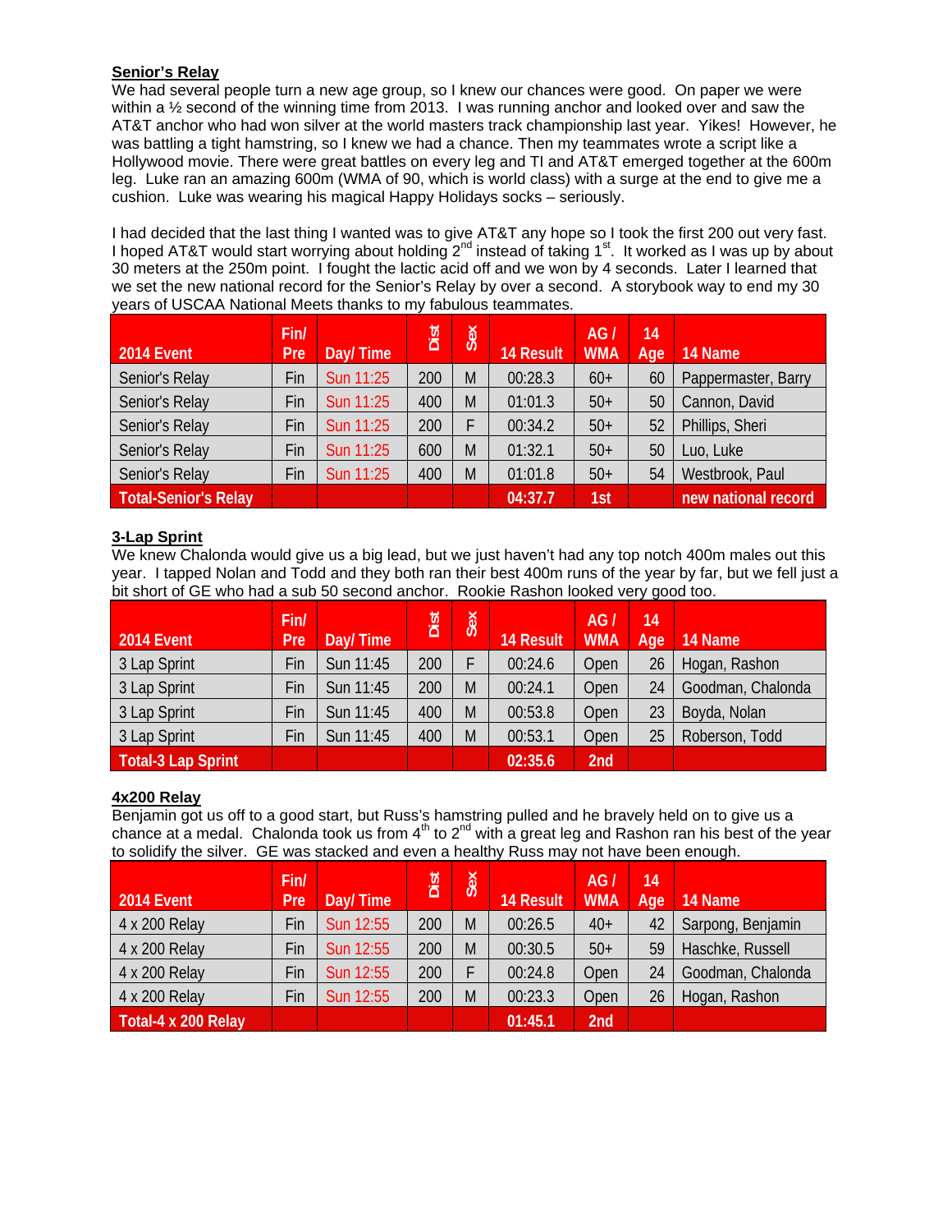**Senior's Relay**

We had several people turn a new age group, so I knew our chances were good. On paper we were within a ½ second of the winning time from 2013. I was running anchor and looked over and saw the AT&T anchor who had won silver at the world masters track championship last year. Yikes! However, he was battling a tight hamstring, so I knew we had a chance. Then my teammates wrote a script like a Hollywood movie. There were great battles on every leg and TI and AT&T emerged together at the 600m leg. Luke ran an amazing 600m (WMA of 90, which is world class) with a surge at the end to give me a cushion. Luke was wearing his magical Happy Holidays socks – seriously.

I had decided that the last thing I wanted was to give AT&T any hope so I took the first 200 out very fast. I hoped AT&T would start worrying about holding 2[nd] instead of taking 1[st]. It worked as I was up by about 30 meters at the 250m point. I fought the lactic acid off and we won by 4 seconds. Later I learned that we set the new national record for the Senior's Relay by over a second. A storybook way to end my 30 years of USCAA National Meets thanks to my fabulous teammates.

| 2014 Event | Fin/ Pre | Day/ Time | Dist | Sex | 14 Result | AG / WMA | 14 Age | 14 Name |
|---|---|---|---|---|---|---|---|---|
| Senior's Relay | Fin | Sun 11:25 | 200 | M | 00:28.3 | 60+ | 60 | Pappermaster, Barry |
| Senior's Relay | Fin | Sun 11:25 | 400 | M | 01:01.3 | 50+ | 50 | Cannon, David |
| Senior's Relay | Fin | Sun 11:25 | 200 | F | 00:34.2 | 50+ | 52 | Phillips, Sheri |
| Senior's Relay | Fin | Sun 11:25 | 600 | M | 01:32.1 | 50+ | 50 | Luo, Luke |
| Senior's Relay | Fin | Sun 11:25 | 400 | M | 01:01.8 | 50+ | 54 | Westbrook, Paul |
| Total-Senior's Relay | | | | | 04:37.7 | 1st | | new national record |

**3-Lap Sprint**

We knew Chalonda would give us a big lead, but we just haven't had any top notch 400m males out this year. I tapped Nolan and Todd and they both ran their best 400m runs of the year by far, but we fell just a bit short of GE who had a sub 50 second anchor. Rookie Rashon looked very good too.

| 2014 Event | Fin/ Pre | Day/ Time | Dist | Sex | 14 Result | AG / WMA | 14 Age | 14 Name |
|---|---|---|---|---|---|---|---|---|
| 3 Lap Sprint | Fin | Sun 11:45 | 200 | F | 00:24.6 | Open | 26 | Hogan, Rashon |
| 3 Lap Sprint | Fin | Sun 11:45 | 200 | M | 00:24.1 | Open | 24 | Goodman, Chalonda |
| 3 Lap Sprint | Fin | Sun 11:45 | 400 | M | 00:53.8 | Open | 23 | Boyda, Nolan |
| 3 Lap Sprint | Fin | Sun 11:45 | 400 | M | 00:53.1 | Open | 25 | Roberson, Todd |
| Total-3 Lap Sprint | | | | | 02:35.6 | 2nd | | |

**4x200 Relay**

Benjamin got us off to a good start, but Russ's hamstring pulled and he bravely held on to give us a chance at a medal. Chalonda took us from 4[th] to 2[nd] with a great leg and Rashon ran his best of the year to solidify the silver. GE was stacked and even a healthy Russ may not have been enough.

| 2014 Event | Fin/ Pre | Day/ Time | Dist | Sex | 14 Result | AG / WMA | 14 Age | 14 Name |
|---|---|---|---|---|---|---|---|---|
| 4 x 200 Relay | Fin | Sun 12:55 | 200 | M | 00:26.5 | 40+ | 42 | Sarpong, Benjamin |
| 4 x 200 Relay | Fin | Sun 12:55 | 200 | M | 00:30.5 | 50+ | 59 | Haschke, Russell |
| 4 x 200 Relay | Fin | Sun 12:55 | 200 | F | 00:24.8 | Open | 24 | Goodman, Chalonda |
| 4 x 200 Relay | Fin | Sun 12:55 | 200 | M | 00:23.3 | Open | 26 | Hogan, Rashon |
| Total-4 x 200 Relay | | | | | 01:45.1 | 2nd | | |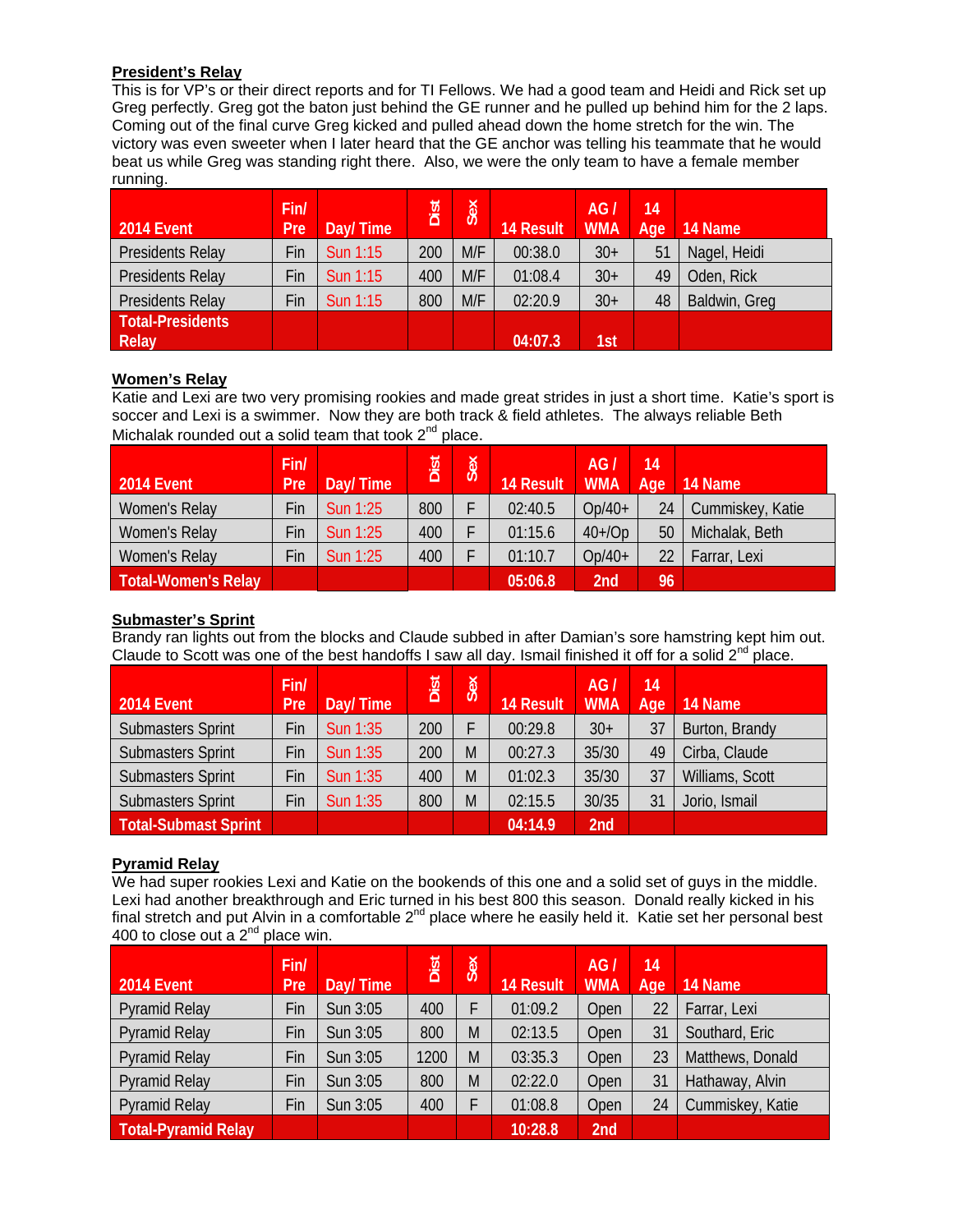**President's Relay**

This is for VP's or their direct reports and for TI Fellows. We had a good team and Heidi and Rick set up Greg perfectly. Greg got the baton just behind the GE runner and he pulled up behind him for the 2 laps. Coming out of the final curve Greg kicked and pulled ahead down the home stretch for the win. The victory was even sweeter when I later heard that the GE anchor was telling his teammate that he would beat us while Greg was standing right there. Also, we were the only team to have a female member running.

| 2014 Event | Fin/ Pre | Day/ Time | Dist | Sex | 14 Result | AG / WMA | 14 Age | 14 Name |
|---|---|---|---|---|---|---|---|---|
| Presidents Relay | Fin | Sun 1:15 | 200 | M/F | 00:38.0 | 30+ | 51 | Nagel, Heidi |
| Presidents Relay | Fin | Sun 1:15 | 400 | M/F | 01:08.4 | 30+ | 49 | Oden, Rick |
| Presidents Relay | Fin | Sun 1:15 | 800 | M/F | 02:20.9 | 30+ | 48 | Baldwin, Greg |
| **Total-Presidents Relay** | | | | | **04:07.3** | **1st** | | |

**Women's Relay**

Katie and Lexi are two very promising rookies and made great strides in just a short time. Katie's sport is soccer and Lexi is a swimmer. Now they are both track & field athletes. The always reliable Beth Michalak rounded out a solid team that took 2nd place.

| 2014 Event | Fin/ Pre | Day/ Time | Dist | Sex | 14 Result | AG / WMA | 14 Age | 14 Name |
|---|---|---|---|---|---|---|---|---|
| Women's Relay | Fin | Sun 1:25 | 800 | F | 02:40.5 | Op/40+ | 24 | Cummiskey, Katie |
| Women's Relay | Fin | Sun 1:25 | 400 | F | 01:15.6 | 40+/Op | 50 | Michalak, Beth |
| Women's Relay | Fin | Sun 1:25 | 400 | F | 01:10.7 | Op/40+ | 22 | Farrar, Lexi |
| **Total-Women's Relay** | | | | | **05:06.8** | **2nd** | **96** | |

**Submaster's Sprint**

Brandy ran lights out from the blocks and Claude subbed in after Damian's sore hamstring kept him out. Claude to Scott was one of the best handoffs I saw all day. Ismail finished it off for a solid 2nd place.

| 2014 Event | Fin/ Pre | Day/ Time | Dist | Sex | 14 Result | AG / WMA | 14 Age | 14 Name |
|---|---|---|---|---|---|---|---|---|
| Submasters Sprint | Fin | Sun 1:35 | 200 | F | 00:29.8 | 30+ | 37 | Burton, Brandy |
| Submasters Sprint | Fin | Sun 1:35 | 200 | M | 00:27.3 | 35/30 | 49 | Cirba, Claude |
| Submasters Sprint | Fin | Sun 1:35 | 400 | M | 01:02.3 | 35/30 | 37 | Williams, Scott |
| Submasters Sprint | Fin | Sun 1:35 | 800 | M | 02:15.5 | 30/35 | 31 | Jorio, Ismail |
| **Total-Submast Sprint** | | | | | **04:14.9** | **2nd** | | |

**Pyramid Relay**

We had super rookies Lexi and Katie on the bookends of this one and a solid set of guys in the middle. Lexi had another breakthrough and Eric turned in his best 800 this season. Donald really kicked in his final stretch and put Alvin in a comfortable 2nd place where he easily held it. Katie set her personal best 400 to close out a 2nd place win.

| 2014 Event | Fin/ Pre | Day/ Time | Dist | Sex | 14 Result | AG / WMA | 14 Age | 14 Name |
|---|---|---|---|---|---|---|---|---|
| Pyramid Relay | Fin | Sun 3:05 | 400 | F | 01:09.2 | Open | 22 | Farrar, Lexi |
| Pyramid Relay | Fin | Sun 3:05 | 800 | M | 02:13.5 | Open | 31 | Southard, Eric |
| Pyramid Relay | Fin | Sun 3:05 | 1200 | M | 03:35.3 | Open | 23 | Matthews, Donald |
| Pyramid Relay | Fin | Sun 3:05 | 800 | M | 02:22.0 | Open | 31 | Hathaway, Alvin |
| Pyramid Relay | Fin | Sun 3:05 | 400 | F | 01:08.8 | Open | 24 | Cummiskey, Katie |
| **Total-Pyramid Relay** | | | | | **10:28.8** | **2nd** | | |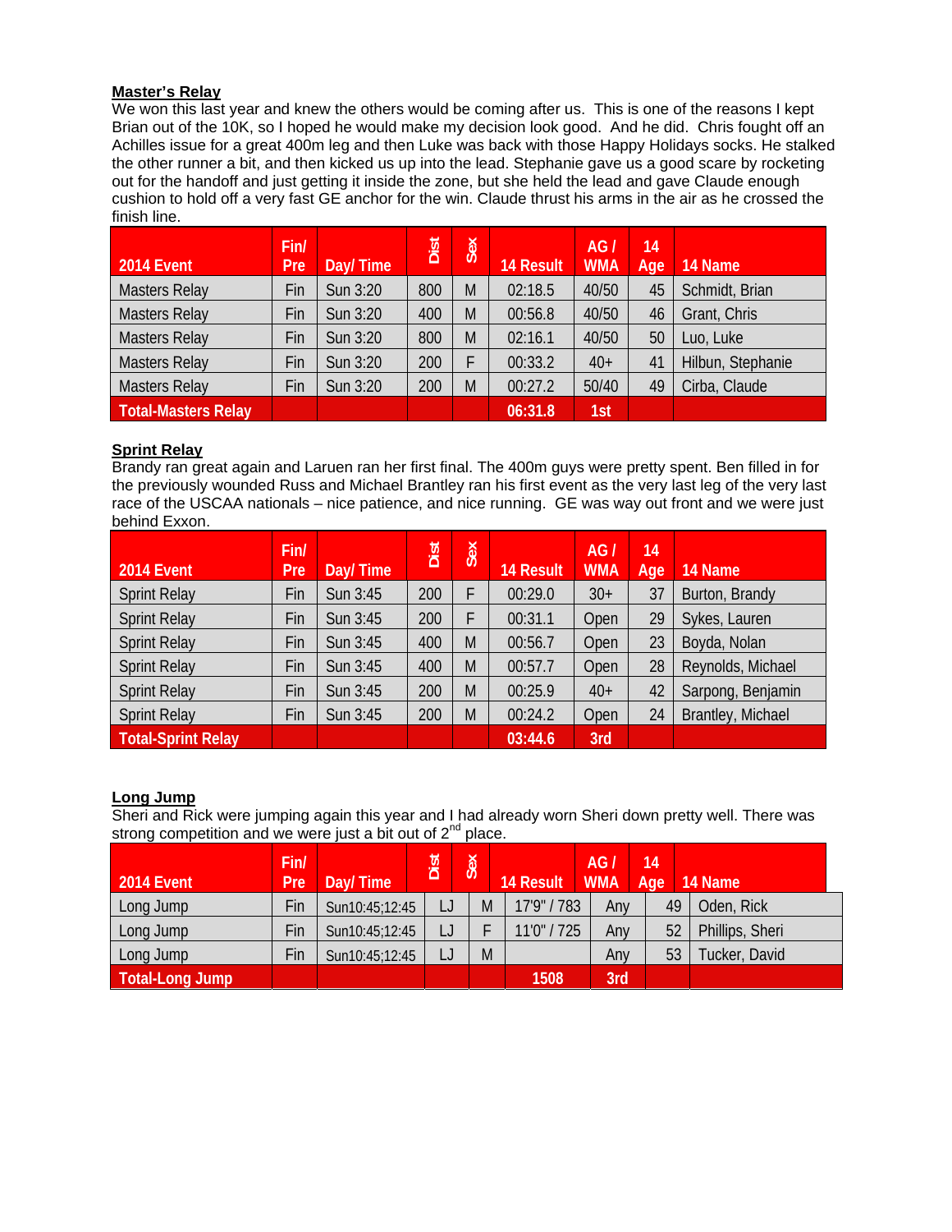**Master's Relay**

We won this last year and knew the others would be coming after us. This is one of the reasons I kept Brian out of the 10K, so I hoped he would make my decision look good. And he did. Chris fought off an Achilles issue for a great 400m leg and then Luke was back with those Happy Holidays socks. He stalked the other runner a bit, and then kicked us up into the lead. Stephanie gave us a good scare by rocketing out for the handoff and just getting it inside the zone, but she held the lead and gave Claude enough cushion to hold off a very fast GE anchor for the win. Claude thrust his arms in the air as he crossed the finish line.

| 2014 Event | Fin/ Pre | Day/ Time | Dist | Sex | 14 Result | AG / WMA | 14 Age | 14 Name |
|---|---|---|---|---|---|---|---|---|
| Masters Relay | Fin | Sun 3:20 | 800 | M | 02:18.5 | 40/50 | 45 | Schmidt, Brian |
| Masters Relay | Fin | Sun 3:20 | 400 | M | 00:56.8 | 40/50 | 46 | Grant, Chris |
| Masters Relay | Fin | Sun 3:20 | 800 | M | 02:16.1 | 40/50 | 50 | Luo, Luke |
| Masters Relay | Fin | Sun 3:20 | 200 | F | 00:33.2 | 40+ | 41 | Hilbun, Stephanie |
| Masters Relay | Fin | Sun 3:20 | 200 | M | 00:27.2 | 50/40 | 49 | Cirba, Claude |
| **Total-Masters Relay** | | | | | **06:31.8** | **1st** | | |

**Sprint Relay**

Brandy ran great again and Laruen ran her first final. The 400m guys were pretty spent. Ben filled in for the previously wounded Russ and Michael Brantley ran his first event as the very last leg of the very last race of the USCAA nationals – nice patience, and nice running. GE was way out front and we were just behind Exxon.

| 2014 Event | Fin/ Pre | Day/ Time | Dist | Sex | 14 Result | AG / WMA | 14 Age | 14 Name |
|---|---|---|---|---|---|---|---|---|
| Sprint Relay | Fin | Sun 3:45 | 200 | F | 00:29.0 | 30+ | 37 | Burton, Brandy |
| Sprint Relay | Fin | Sun 3:45 | 200 | F | 00:31.1 | Open | 29 | Sykes, Lauren |
| Sprint Relay | Fin | Sun 3:45 | 400 | M | 00:56.7 | Open | 23 | Boyda, Nolan |
| Sprint Relay | Fin | Sun 3:45 | 400 | M | 00:57.7 | Open | 28 | Reynolds, Michael |
| Sprint Relay | Fin | Sun 3:45 | 200 | M | 00:25.9 | 40+ | 42 | Sarpong, Benjamin |
| Sprint Relay | Fin | Sun 3:45 | 200 | M | 00:24.2 | Open | 24 | Brantley, Michael |
| **Total-Sprint Relay** | | | | | **03:44.6** | **3rd** | | |

**Long Jump**

Sheri and Rick were jumping again this year and I had already worn Sheri down pretty well. There was strong competition and we were just a bit out of 2nd place.

| 2014 Event | Fin/ Pre | Day/ Time | Dist | Sex | 14 Result | AG / WMA | 14 Age | 14 Name |
|---|---|---|---|---|---|---|---|---|
| Long Jump | Fin | Sun10:45;12:45 | LJ | M | 17'9" / 783 | Any | 49 | Oden, Rick |
| Long Jump | Fin | Sun10:45;12:45 | LJ | F | 11'0" / 725 | Any | 52 | Phillips, Sheri |
| Long Jump | Fin | Sun10:45;12:45 | LJ | M | | Any | 53 | Tucker, David |
| **Total-Long Jump** | | | | | **1508** | **3rd** | | |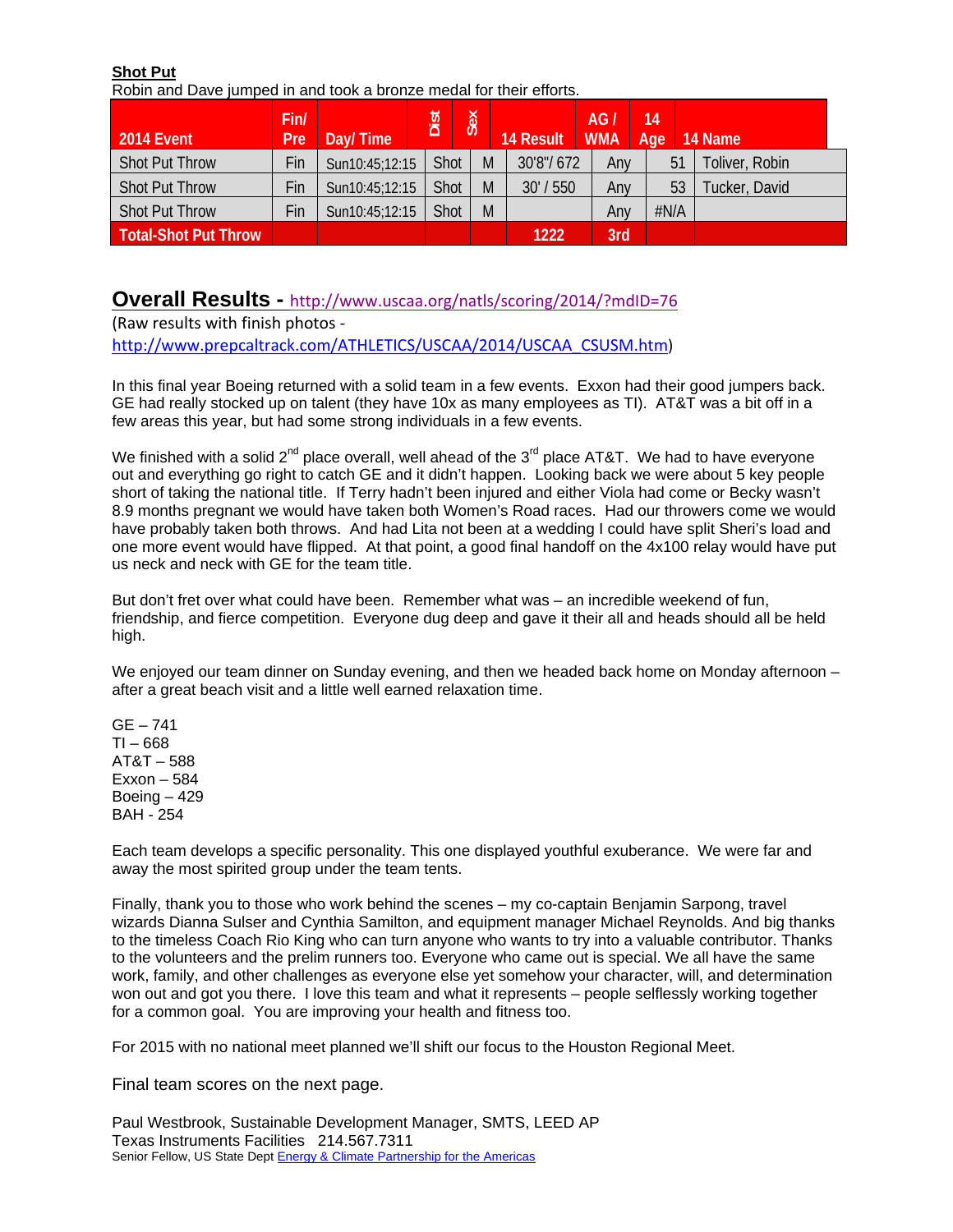**Shot Put**

Robin and Dave jumped in and took a bronze medal for their efforts.

| 2014 Event | Fin/ Pre | Day/ Time | Dist | Sex | 14 Result | AG / WMA | 14 Age | 14 Name |
|---|---|---|---|---|---|---|---|---|
| Shot Put Throw | Fin | Sun10:45;12:15 | Shot | M | 30'8"/ 672 | Any | 51 | Toliver, Robin |
| Shot Put Throw | Fin | Sun10:45;12:15 | Shot | M | 30' / 550 | Any | 53 | Tucker, David |
| Shot Put Throw | Fin | Sun10:45;12:15 | Shot | M | | Any | #N/A | |
| Total-Shot Put Throw | | | | | 1222 | 3rd | | |

## Overall Results - http://www.uscaa.org/natls/scoring/2014/?mdID=76

(Raw results with finish photos - http://www.prepcaltrack.com/ATHLETICS/USCAA/2014/USCAA_CSUSM.htm)

In this final year Boeing returned with a solid team in a few events. Exxon had their good jumpers back. GE had really stocked up on talent (they have 10x as many employees as TI). AT&T was a bit off in a few areas this year, but had some strong individuals in a few events.

We finished with a solid 2nd place overall, well ahead of the 3rd place AT&T. We had to have everyone out and everything go right to catch GE and it didn't happen. Looking back we were about 5 key people short of taking the national title. If Terry hadn't been injured and either Viola had come or Becky wasn't 8.9 months pregnant we would have taken both Women's Road races. Had our throwers come we would have probably taken both throws. And had Lita not been at a wedding I could have split Sheri's load and one more event would have flipped. At that point, a good final handoff on the 4x100 relay would have put us neck and neck with GE for the team title.

But don't fret over what could have been. Remember what was – an incredible weekend of fun, friendship, and fierce competition. Everyone dug deep and gave it their all and heads should all be held high.

We enjoyed our team dinner on Sunday evening, and then we headed back home on Monday afternoon – after a great beach visit and a little well earned relaxation time.

GE – 741
TI – 668
AT&T – 588
Exxon – 584
Boeing – 429
BAH - 254

Each team develops a specific personality. This one displayed youthful exuberance. We were far and away the most spirited group under the team tents.

Finally, thank you to those who work behind the scenes – my co-captain Benjamin Sarpong, travel wizards Dianna Sulser and Cynthia Samilton, and equipment manager Michael Reynolds. And big thanks to the timeless Coach Rio King who can turn anyone who wants to try into a valuable contributor. Thanks to the volunteers and the prelim runners too. Everyone who came out is special. We all have the same work, family, and other challenges as everyone else yet somehow your character, will, and determination won out and got you there. I love this team and what it represents – people selflessly working together for a common goal. You are improving your health and fitness too.

For 2015 with no national meet planned we'll shift our focus to the Houston Regional Meet.

Final team scores on the next page.

Paul Westbrook, Sustainable Development Manager, SMTS, LEED AP
Texas Instruments Facilities 214.567.7311
Senior Fellow, US State Dept Energy & Climate Partnership for the Americas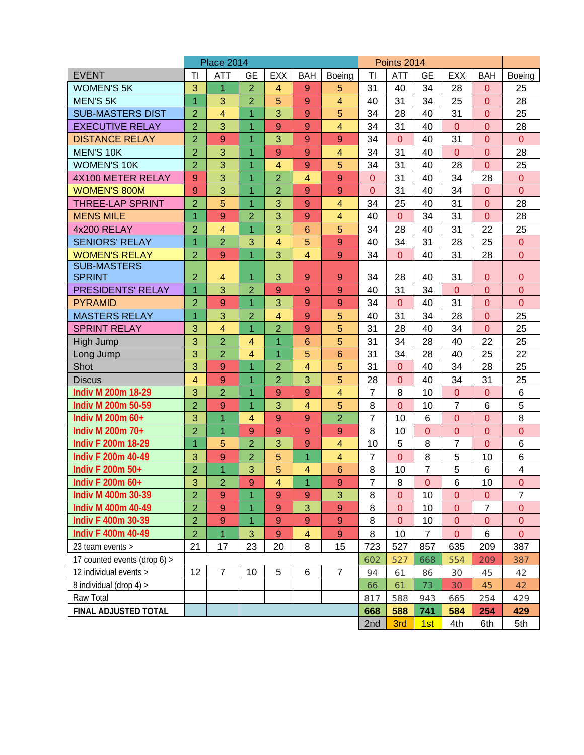| EVENT | Place 2014 | | | | | | Points 2014 | | | | | |
|---|---|---|---|---|---|---|---|---|---|---|---|---|
| | TI | ATT | GE | EXX | BAH | Boeing | TI | ATT | GE | EXX | BAH | Boeing |
| WOMEN'S 5K | 3 | 1 | 2 | 4 | 9 | 5 | 31 | 40 | 34 | 28 | 0 | 25 |
| MEN'S 5K | 1 | 3 | 2 | 5 | 9 | 4 | 40 | 31 | 34 | 25 | 0 | 28 |
| SUB-MASTERS DIST | 2 | 4 | 1 | 3 | 9 | 5 | 34 | 28 | 40 | 31 | 0 | 25 |
| EXECUTIVE RELAY | 2 | 3 | 1 | 9 | 9 | 4 | 34 | 31 | 40 | 0 | 0 | 28 |
| DISTANCE RELAY | 2 | 9 | 1 | 3 | 9 | 9 | 34 | 0 | 40 | 31 | 0 | 0 |
| MEN'S 10K | 2 | 3 | 1 | 9 | 9 | 4 | 34 | 31 | 40 | 0 | 0 | 28 |
| WOMEN'S 10K | 2 | 3 | 1 | 4 | 9 | 5 | 34 | 31 | 40 | 28 | 0 | 25 |
| 4X100 METER RELAY | 9 | 3 | 1 | 2 | 4 | 9 | 0 | 31 | 40 | 34 | 28 | 0 |
| WOMEN'S 800M | 9 | 3 | 1 | 2 | 9 | 9 | 0 | 31 | 40 | 34 | 0 | 0 |
| THREE-LAP SPRINT | 2 | 5 | 1 | 3 | 9 | 4 | 34 | 25 | 40 | 31 | 0 | 28 |
| MENS MILE | 1 | 9 | 2 | 3 | 9 | 4 | 40 | 0 | 34 | 31 | 0 | 28 |
| 4x200 RELAY | 2 | 4 | 1 | 3 | 6 | 5 | 34 | 28 | 40 | 31 | 22 | 25 |
| SENIORS' RELAY | 1 | 2 | 3 | 4 | 5 | 9 | 40 | 34 | 31 | 28 | 25 | 0 |
| WOMEN'S RELAY | 2 | 9 | 1 | 3 | 4 | 9 | 34 | 0 | 40 | 31 | 28 | 0 |
| SUB-MASTERS SPRINT | 2 | 4 | 1 | 3 | 9 | 9 | 34 | 28 | 40 | 31 | 0 | 0 |
| PRESIDENTS' RELAY | 1 | 3 | 2 | 9 | 9 | 9 | 40 | 31 | 34 | 0 | 0 | 0 |
| PYRAMID | 2 | 9 | 1 | 3 | 9 | 9 | 34 | 0 | 40 | 31 | 0 | 0 |
| MASTERS RELAY | 1 | 3 | 2 | 4 | 9 | 5 | 40 | 31 | 34 | 28 | 0 | 25 |
| SPRINT RELAY | 3 | 4 | 1 | 2 | 9 | 5 | 31 | 28 | 40 | 34 | 0 | 25 |
| High Jump | 3 | 2 | 4 | 1 | 6 | 5 | 31 | 34 | 28 | 40 | 22 | 25 |
| Long Jump | 3 | 2 | 4 | 1 | 5 | 6 | 31 | 34 | 28 | 40 | 25 | 22 |
| Shot | 3 | 9 | 1 | 2 | 4 | 5 | 31 | 0 | 40 | 34 | 28 | 25 |
| Discus | 4 | 9 | 1 | 2 | 3 | 5 | 28 | 0 | 40 | 34 | 31 | 25 |
| Indiv M 200m 18-29 | 3 | 2 | 1 | 9 | 9 | 4 | 7 | 8 | 10 | 0 | 0 | 6 |
| Indiv M 200m 50-59 | 2 | 9 | 1 | 3 | 4 | 5 | 8 | 0 | 10 | 7 | 6 | 5 |
| Indiv M 200m 60+ | 3 | 1 | 4 | 9 | 9 | 2 | 7 | 10 | 6 | 0 | 0 | 8 |
| Indiv M 200m 70+ | 2 | 1 | 9 | 9 | 9 | 9 | 8 | 10 | 0 | 0 | 0 | 0 |
| Indiv F 200m 18-29 | 1 | 5 | 2 | 3 | 9 | 4 | 10 | 5 | 8 | 7 | 0 | 6 |
| Indiv F 200m 40-49 | 3 | 9 | 2 | 5 | 1 | 4 | 7 | 0 | 8 | 5 | 10 | 6 |
| Indiv F 200m 50+ | 2 | 1 | 3 | 5 | 4 | 6 | 8 | 10 | 7 | 5 | 6 | 4 |
| Indiv F 200m 60+ | 3 | 2 | 9 | 4 | 1 | 9 | 7 | 8 | 0 | 6 | 10 | 0 |
| Indiv M 400m 30-39 | 2 | 9 | 1 | 9 | 9 | 3 | 8 | 0 | 10 | 0 | 0 | 7 |
| Indiv M 400m 40-49 | 2 | 9 | 1 | 9 | 3 | 9 | 8 | 0 | 10 | 0 | 7 | 0 |
| Indiv F 400m 30-39 | 2 | 9 | 1 | 9 | 9 | 9 | 8 | 0 | 10 | 0 | 0 | 0 |
| Indiv F 400m 40-49 | 2 | 1 | 3 | 9 | 4 | 9 | 8 | 10 | 7 | 0 | 6 | 0 |
| 23 team events > | 21 | 17 | 23 | 20 | 8 | 15 | 723 | 527 | 857 | 635 | 209 | 387 |
| 17 counted events (drop 6) > | | | | | | | 602 | 527 | 668 | 554 | 209 | 387 |
| 12 individual events > | 12 | 7 | 10 | 5 | 6 | 7 | 94 | 61 | 86 | 30 | 45 | 42 |
| 8 individual (drop 4) > | | | | | | | 66 | 61 | 73 | 30 | 45 | 42 |
| Raw Total | | | | | | | 817 | 588 | 943 | 665 | 254 | 429 |
| **FINAL ADJUSTED TOTAL** | | | | | | | **668** | **588** | **741** | **584** | **254** | **429** |
| | | | | | | | 2nd | 3rd | 1st | 4th | 6th | 5th |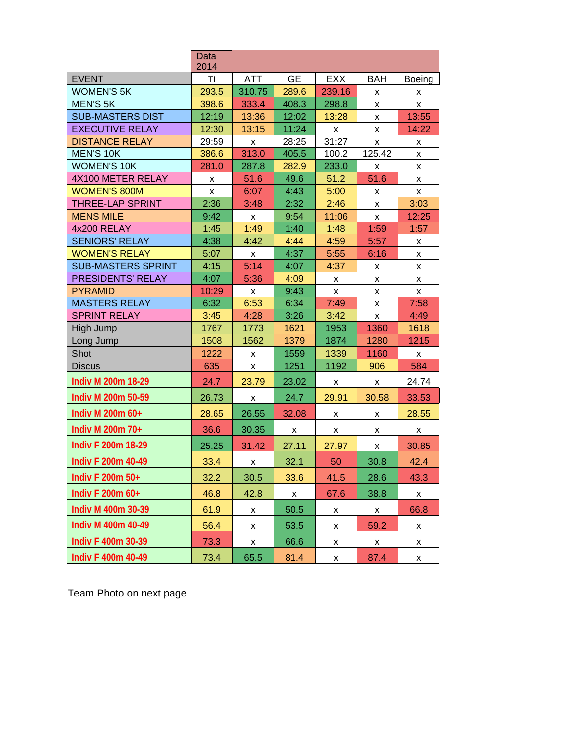| | Data 2014 | | | | | |
|---|---|---|---|---|---|---|
| EVENT | TI | ATT | GE | EXX | BAH | Boeing |
| WOMEN'S 5K | 293.5 | 310.75 | 289.6 | 239.16 | x | x |
| MEN'S 5K | 398.6 | 333.4 | 408.3 | 298.8 | x | x |
| SUB-MASTERS DIST | 12:19 | 13:36 | 12:02 | 13:28 | x | 13:55 |
| EXECUTIVE RELAY | 12:30 | 13:15 | 11:24 | x | x | 14:22 |
| DISTANCE RELAY | 29:59 | x | 28:25 | 31:27 | x | x |
| MEN'S 10K | 386.6 | 313.0 | 405.5 | 100.2 | 125.42 | x |
| WOMEN'S 10K | 281.0 | 287.8 | 282.9 | 233.0 | x | x |
| 4X100 METER RELAY | x | 51.6 | 49.6 | 51.2 | 51.6 | x |
| WOMEN'S 800M | x | 6:07 | 4:43 | 5:00 | x | x |
| THREE-LAP SPRINT | 2:36 | 3:48 | 2:32 | 2:46 | x | 3:03 |
| MENS MILE | 9:42 | x | 9:54 | 11:06 | x | 12:25 |
| 4x200 RELAY | 1:45 | 1:49 | 1:40 | 1:48 | 1:59 | 1:57 |
| SENIORS' RELAY | 4:38 | 4:42 | 4:44 | 4:59 | 5:57 | x |
| WOMEN'S RELAY | 5:07 | x | 4:37 | 5:55 | 6:16 | x |
| SUB-MASTERS SPRINT | 4:15 | 5:14 | 4:07 | 4:37 | x | x |
| PRESIDENTS' RELAY | 4:07 | 5:36 | 4:09 | x | x | x |
| PYRAMID | 10:29 | x | 9:43 | x | x | x |
| MASTERS RELAY | 6:32 | 6:53 | 6:34 | 7:49 | x | 7:58 |
| SPRINT RELAY | 3:45 | 4:28 | 3:26 | 3:42 | x | 4:49 |
| High Jump | 1767 | 1773 | 1621 | 1953 | 1360 | 1618 |
| Long Jump | 1508 | 1562 | 1379 | 1874 | 1280 | 1215 |
| Shot | 1222 | x | 1559 | 1339 | 1160 | x |
| Discus | 635 | x | 1251 | 1192 | 906 | 584 |
| Indiv M 200m 18-29 | 24.7 | 23.79 | 23.02 | x | x | 24.74 |
| Indiv M 200m 50-59 | 26.73 | x | 24.7 | 29.91 | 30.58 | 33.53 |
| Indiv M 200m 60+ | 28.65 | 26.55 | 32.08 | x | x | 28.55 |
| Indiv M 200m 70+ | 36.6 | 30.35 | x | x | x | x |
| Indiv F 200m 18-29 | 25.25 | 31.42 | 27.11 | 27.97 | x | 30.85 |
| Indiv F 200m 40-49 | 33.4 | x | 32.1 | 50 | 30.8 | 42.4 |
| Indiv F 200m 50+ | 32.2 | 30.5 | 33.6 | 41.5 | 28.6 | 43.3 |
| Indiv F 200m 60+ | 46.8 | 42.8 | x | 67.6 | 38.8 | x |
| Indiv M 400m 30-39 | 61.9 | x | 50.5 | x | x | 66.8 |
| Indiv M 400m 40-49 | 56.4 | x | 53.5 | x | 59.2 | x |
| Indiv F 400m 30-39 | 73.3 | x | 66.6 | x | x | x |
| Indiv F 400m 40-49 | 73.4 | 65.5 | 81.4 | x | 87.4 | x |

Team Photo on next page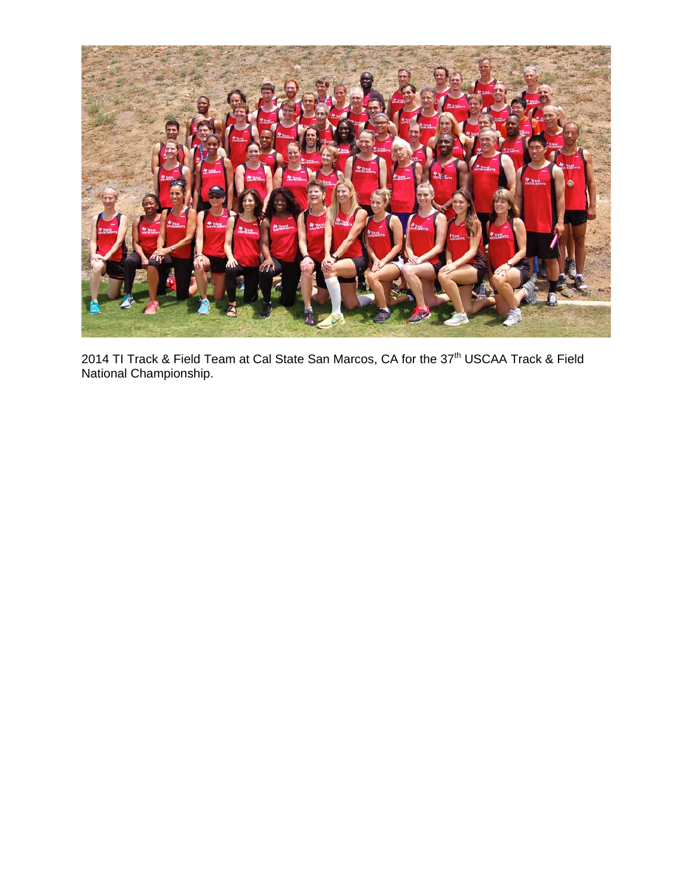2014 TI Track & Field Team at Cal State San Marcos, CA for the 37th USCAA Track & Field National Championship.